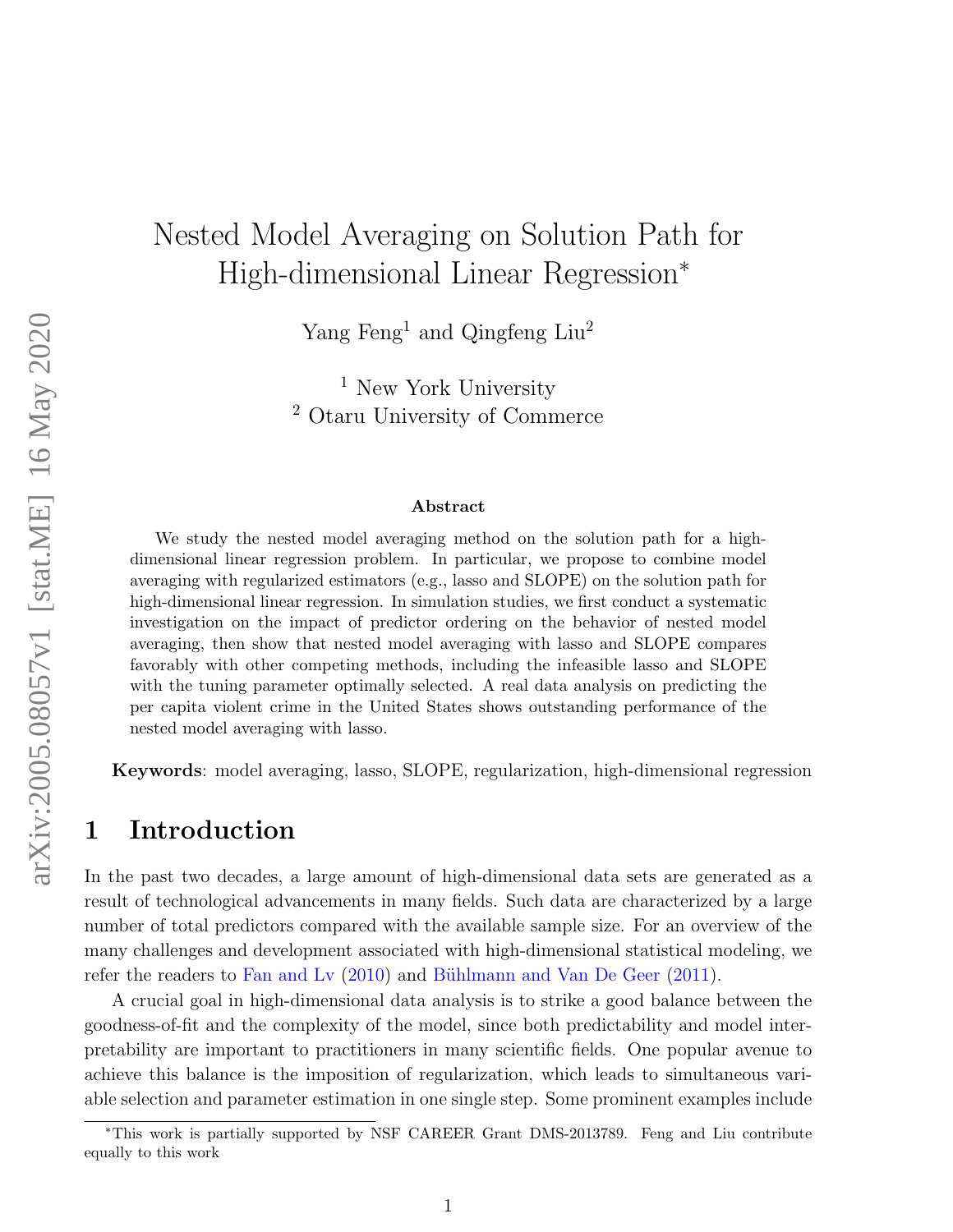# Nested Model Averaging on Solution Path for High-dimensional Linear Regression*

Yang Feng[1] and Qingfeng Liu[2]

[1] New York University

[2] Otaru University of Commerce

### Abstract

We study the nested model averaging method on the solution path for a high-dimensional linear regression problem. In particular, we propose to combine model averaging with regularized estimators (e.g., lasso and SLOPE) on the solution path for high-dimensional linear regression. In simulation studies, we first conduct a systematic investigation on the impact of predictor ordering on the behavior of nested model averaging, then show that nested model averaging with lasso and SLOPE compares favorably with other competing methods, including the infeasible lasso and SLOPE with the tuning parameter optimally selected. A real data analysis on predicting the per capita violent crime in the United States shows outstanding performance of the nested model averaging with lasso.

**Keywords**: model averaging, lasso, SLOPE, regularization, high-dimensional regression

## 1 Introduction

In the past two decades, a large amount of high-dimensional data sets are generated as a result of technological advancements in many fields. Such data are characterized by a large number of total predictors compared with the available sample size. For an overview of the many challenges and development associated with high-dimensional statistical modeling, we refer the readers to Fan and Lv (2010) and Bühlmann and Van De Geer (2011).

A crucial goal in high-dimensional data analysis is to strike a good balance between the goodness-of-fit and the complexity of the model, since both predictability and model interpretability are important to practitioners in many scientific fields. One popular avenue to achieve this balance is the imposition of regularization, which leads to simultaneous variable selection and parameter estimation in one single step. Some prominent examples include

*This work is partially supported by NSF CAREER Grant DMS-2013789. Feng and Liu contribute equally to this work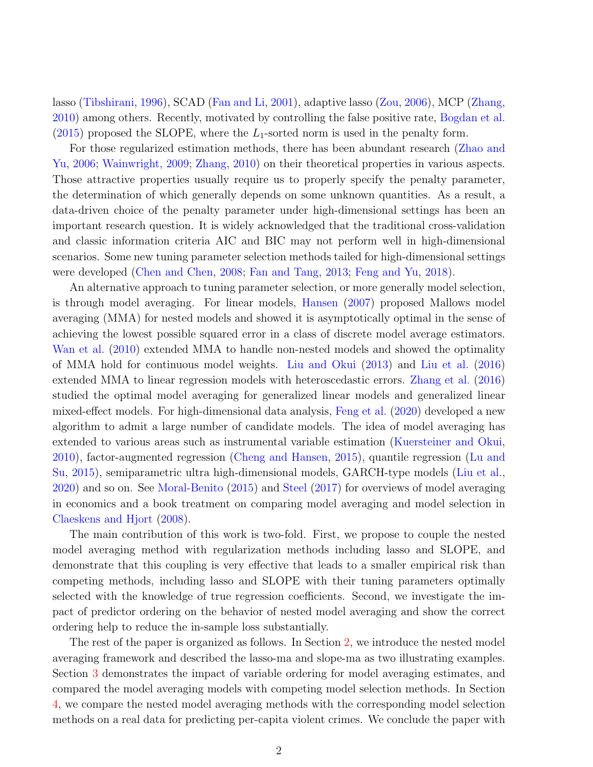lasso (Tibshirani, 1996), SCAD (Fan and Li, 2001), adaptive lasso (Zou, 2006), MCP (Zhang, 2010) among others. Recently, motivated by controlling the false positive rate, Bogdan et al. (2015) proposed the SLOPE, where the $L_1$-sorted norm is used in the penalty form.

For those regularized estimation methods, there has been abundant research (Zhao and Yu, 2006; Wainwright, 2009; Zhang, 2010) on their theoretical properties in various aspects. Those attractive properties usually require us to properly specify the penalty parameter, the determination of which generally depends on some unknown quantities. As a result, a data-driven choice of the penalty parameter under high-dimensional settings has been an important research question. It is widely acknowledged that the traditional cross-validation and classic information criteria AIC and BIC may not perform well in high-dimensional scenarios. Some new tuning parameter selection methods tailed for high-dimensional settings were developed (Chen and Chen, 2008; Fan and Tang, 2013; Feng and Yu, 2018).

An alternative approach to tuning parameter selection, or more generally model selection, is through model averaging. For linear models, Hansen (2007) proposed Mallows model averaging (MMA) for nested models and showed it is asymptotically optimal in the sense of achieving the lowest possible squared error in a class of discrete model average estimators. Wan et al. (2010) extended MMA to handle non-nested models and showed the optimality of MMA hold for continuous model weights. Liu and Okui (2013) and Liu et al. (2016) extended MMA to linear regression models with heteroscedastic errors. Zhang et al. (2016) studied the optimal model averaging for generalized linear models and generalized linear mixed-effect models. For high-dimensional data analysis, Feng et al. (2020) developed a new algorithm to admit a large number of candidate models. The idea of model averaging has extended to various areas such as instrumental variable estimation (Kuersteiner and Okui, 2010), factor-augmented regression (Cheng and Hansen, 2015), quantile regression (Lu and Su, 2015), semiparametric ultra high-dimensional models, GARCH-type models (Liu et al., 2020) and so on. See Moral-Benito (2015) and Steel (2017) for overviews of model averaging in economics and a book treatment on comparing model averaging and model selection in Claeskens and Hjort (2008).

The main contribution of this work is two-fold. First, we propose to couple the nested model averaging method with regularization methods including lasso and SLOPE, and demonstrate that this coupling is very effective that leads to a smaller empirical risk than competing methods, including lasso and SLOPE with their tuning parameters optimally selected with the knowledge of true regression coefficients. Second, we investigate the impact of predictor ordering on the behavior of nested model averaging and show the correct ordering help to reduce the in-sample loss substantially.

The rest of the paper is organized as follows. In Section 2, we introduce the nested model averaging framework and described the lasso-ma and slope-ma as two illustrating examples. Section 3 demonstrates the impact of variable ordering for model averaging estimates, and compared the model averaging models with competing model selection methods. In Section 4, we compare the nested model averaging methods with the corresponding model selection methods on a real data for predicting per-capita violent crimes. We conclude the paper with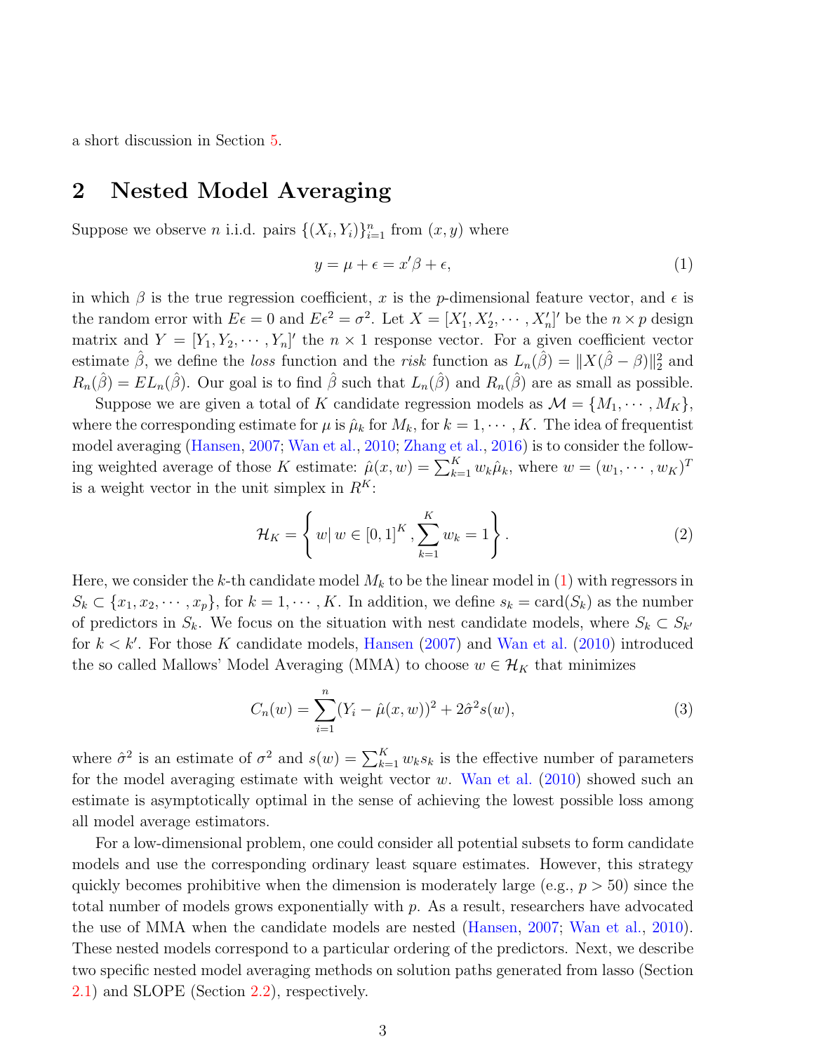a short discussion in Section 5.

## 2 Nested Model Averaging

Suppose we observe $n$ i.i.d. pairs $\{(X_i, Y_i)\}_{i=1}^n$ from $(x, y)$ where

$$y = \mu + \epsilon = x'\beta + \epsilon, \tag{1}$$

in which $\beta$ is the true regression coefficient, $x$ is the $p$-dimensional feature vector, and $\epsilon$ is the random error with $E\epsilon = 0$ and $E\epsilon^2 = \sigma^2$. Let $X = [X_1', X_2', \cdots, X_n']'$ be the $n \times p$ design matrix and $Y = [Y_1, Y_2, \cdots, Y_n]'$ the $n \times 1$ response vector. For a given coefficient vector estimate $\hat{\beta}$, we define the *loss* function and the *risk* function as $L_n(\hat{\beta}) = \|X(\hat{\beta} - \beta)\|_2^2$ and $R_n(\hat{\beta}) = EL_n(\hat{\beta})$. Our goal is to find $\hat{\beta}$ such that $L_n(\hat{\beta})$ and $R_n(\hat{\beta})$ are as small as possible.

Suppose we are given a total of $K$ candidate regression models as $\mathcal{M} = \{M_1, \cdots, M_K\}$, where the corresponding estimate for $\mu$ is $\hat{\mu}_k$ for $M_k$, for $k = 1, \cdots, K$. The idea of frequentist model averaging (Hansen, 2007; Wan et al., 2010; Zhang et al., 2016) is to consider the following weighted average of those $K$ estimate: $\hat{\mu}(x, w) = \sum_{k=1}^K w_k \hat{\mu}_k$, where $w = (w_1, \cdots, w_K)^T$ is a weight vector in the unit simplex in $R^K$:

$$\mathcal{H}_K = \left\{ w |\, w \in [0, 1]^K, \sum_{k=1}^K w_k = 1 \right\}. \tag{2}$$

Here, we consider the $k$-th candidate model $M_k$ to be the linear model in (1) with regressors in $S_k \subset \{x_1, x_2, \cdots, x_p\}$, for $k = 1, \cdots, K$. In addition, we define $s_k = \text{card}(S_k)$ as the number of predictors in $S_k$. We focus on the situation with nest candidate models, where $S_k \subset S_{k'}$ for $k < k'$. For those $K$ candidate models, Hansen (2007) and Wan et al. (2010) introduced the so called Mallows' Model Averaging (MMA) to choose $w \in \mathcal{H}_K$ that minimizes

$$C_n(w) = \sum_{i=1}^n (Y_i - \hat{\mu}(x, w))^2 + 2\hat{\sigma}^2 s(w), \tag{3}$$

where $\hat{\sigma}^2$ is an estimate of $\sigma^2$ and $s(w) = \sum_{k=1}^K w_k s_k$ is the effective number of parameters for the model averaging estimate with weight vector $w$. Wan et al. (2010) showed such an estimate is asymptotically optimal in the sense of achieving the lowest possible loss among all model average estimators.

For a low-dimensional problem, one could consider all potential subsets to form candidate models and use the corresponding ordinary least square estimates. However, this strategy quickly becomes prohibitive when the dimension is moderately large (e.g., $p > 50$) since the total number of models grows exponentially with $p$. As a result, researchers have advocated the use of MMA when the candidate models are nested (Hansen, 2007; Wan et al., 2010). These nested models correspond to a particular ordering of the predictors. Next, we describe two specific nested model averaging methods on solution paths generated from lasso (Section 2.1) and SLOPE (Section 2.2), respectively.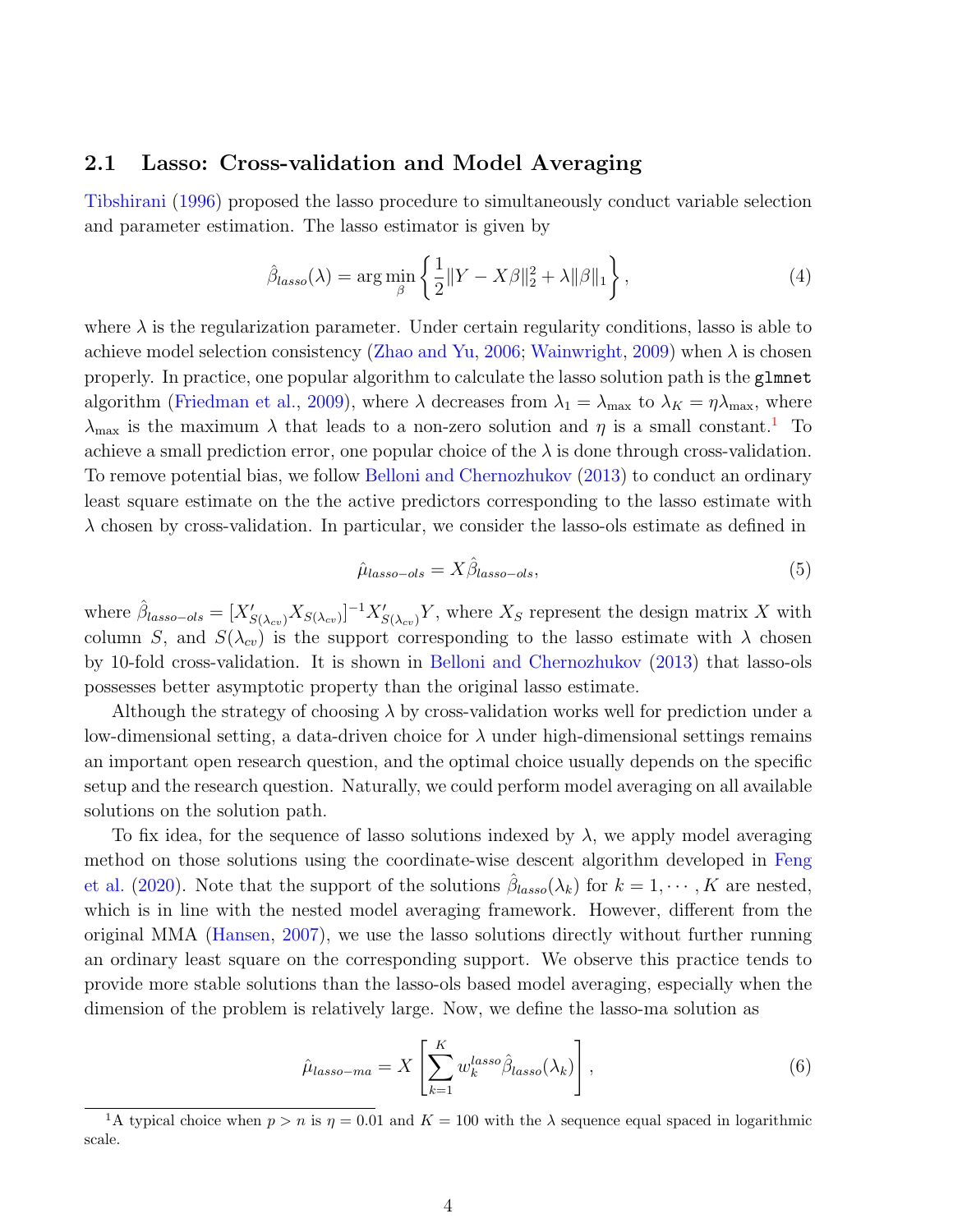## 2.1 Lasso: Cross-validation and Model Averaging

Tibshirani (1996) proposed the lasso procedure to simultaneously conduct variable selection and parameter estimation. The lasso estimator is given by

$$\hat{\beta}_{lasso}(\lambda) = \arg\min_{\beta} \left\{ \frac{1}{2}\|Y - X\beta\|_2^2 + \lambda\|\beta\|_1 \right\}, \tag{4}$$

where $\lambda$ is the regularization parameter. Under certain regularity conditions, lasso is able to achieve model selection consistency (Zhao and Yu, 2006; Wainwright, 2009) when $\lambda$ is chosen properly. In practice, one popular algorithm to calculate the lasso solution path is the `glmnet` algorithm (Friedman et al., 2009), where $\lambda$ decreases from $\lambda_1 = \lambda_{\max}$ to $\lambda_K = \eta\lambda_{\max}$, where $\lambda_{\max}$ is the maximum $\lambda$ that leads to a non-zero solution and $\eta$ is a small constant.[1] To achieve a small prediction error, one popular choice of the $\lambda$ is done through cross-validation. To remove potential bias, we follow Belloni and Chernozhukov (2013) to conduct an ordinary least square estimate on the the active predictors corresponding to the lasso estimate with $\lambda$ chosen by cross-validation. In particular, we consider the lasso-ols estimate as defined in

$$\hat{\mu}_{lasso-ols} = X\hat{\beta}_{lasso-ols}, \tag{5}$$

where $\hat{\beta}_{lasso-ols} = [X'_{S(\lambda_{cv})}X_{S(\lambda_{cv})}]^{-1}X'_{S(\lambda_{cv})}Y$, where $X_S$ represent the design matrix $X$ with column $S$, and $S(\lambda_{cv})$ is the support corresponding to the lasso estimate with $\lambda$ chosen by 10-fold cross-validation. It is shown in Belloni and Chernozhukov (2013) that lasso-ols possesses better asymptotic property than the original lasso estimate.

Although the strategy of choosing $\lambda$ by cross-validation works well for prediction under a low-dimensional setting, a data-driven choice for $\lambda$ under high-dimensional settings remains an important open research question, and the optimal choice usually depends on the specific setup and the research question. Naturally, we could perform model averaging on all available solutions on the solution path.

To fix idea, for the sequence of lasso solutions indexed by $\lambda$, we apply model averaging method on those solutions using the coordinate-wise descent algorithm developed in Feng et al. (2020). Note that the support of the solutions $\hat{\beta}_{lasso}(\lambda_k)$ for $k = 1, \cdots, K$ are nested, which is in line with the nested model averaging framework. However, different from the original MMA (Hansen, 2007), we use the lasso solutions directly without further running an ordinary least square on the corresponding support. We observe this practice tends to provide more stable solutions than the lasso-ols based model averaging, especially when the dimension of the problem is relatively large. Now, we define the lasso-ma solution as

$$\hat{\mu}_{lasso-ma} = X\left[\sum_{k=1}^{K} w_k^{lasso}\hat{\beta}_{lasso}(\lambda_k)\right], \tag{6}$$

[1] A typical choice when $p > n$ is $\eta = 0.01$ and $K = 100$ with the $\lambda$ sequence equal spaced in logarithmic scale.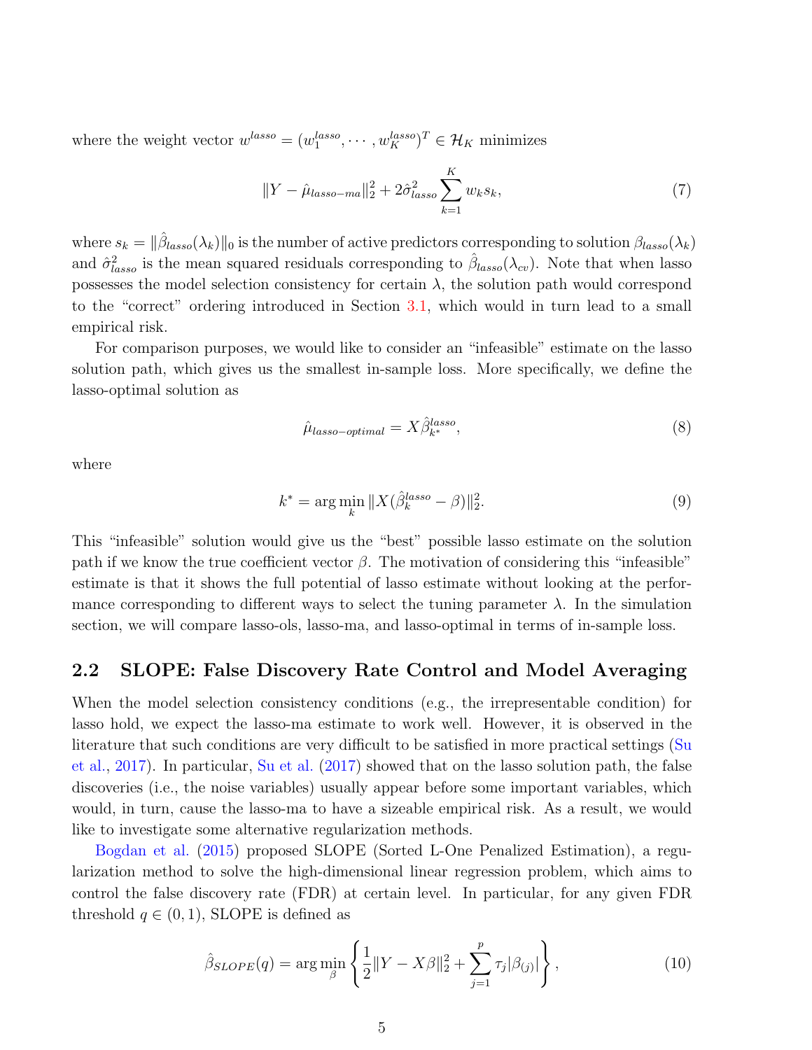where the weight vector $w^{lasso} = (w_1^{lasso}, \cdots, w_K^{lasso})^T \in \mathcal{H}_K$ minimizes

$$\|Y - \hat{\mu}_{lasso-ma}\|_2^2 + 2\hat{\sigma}_{lasso}^2 \sum_{k=1}^{K} w_k s_k, \tag{7}$$

where $s_k = \|\hat{\beta}_{lasso}(\lambda_k)\|_0$ is the number of active predictors corresponding to solution $\beta_{lasso}(\lambda_k)$ and $\hat{\sigma}_{lasso}^2$ is the mean squared residuals corresponding to $\hat{\beta}_{lasso}(\lambda_{cv})$. Note that when lasso possesses the model selection consistency for certain $\lambda$, the solution path would correspond to the "correct" ordering introduced in Section 3.1, which would in turn lead to a small empirical risk.

For comparison purposes, we would like to consider an "infeasible" estimate on the lasso solution path, which gives us the smallest in-sample loss. More specifically, we define the lasso-optimal solution as

$$\hat{\mu}_{lasso-optimal} = X\hat{\beta}_{k^*}^{lasso}, \tag{8}$$

where

$$k^* = \arg\min_k \|X(\hat{\beta}_k^{lasso} - \beta)\|_2^2. \tag{9}$$

This "infeasible" solution would give us the "best" possible lasso estimate on the solution path if we know the true coefficient vector $\beta$. The motivation of considering this "infeasible" estimate is that it shows the full potential of lasso estimate without looking at the performance corresponding to different ways to select the tuning parameter $\lambda$. In the simulation section, we will compare lasso-ols, lasso-ma, and lasso-optimal in terms of in-sample loss.

## 2.2 SLOPE: False Discovery Rate Control and Model Averaging

When the model selection consistency conditions (e.g., the irrepresentable condition) for lasso hold, we expect the lasso-ma estimate to work well. However, it is observed in the literature that such conditions are very difficult to be satisfied in more practical settings (Su et al., 2017). In particular, Su et al. (2017) showed that on the lasso solution path, the false discoveries (i.e., the noise variables) usually appear before some important variables, which would, in turn, cause the lasso-ma to have a sizeable empirical risk. As a result, we would like to investigate some alternative regularization methods.

Bogdan et al. (2015) proposed SLOPE (Sorted L-One Penalized Estimation), a regularization method to solve the high-dimensional linear regression problem, which aims to control the false discovery rate (FDR) at certain level. In particular, for any given FDR threshold $q \in (0, 1)$, SLOPE is defined as

$$\hat{\beta}_{SLOPE}(q) = \arg\min_{\beta} \left\{ \frac{1}{2}\|Y - X\beta\|_2^2 + \sum_{j=1}^{p} \tau_j |\beta_{(j)}| \right\}, \tag{10}$$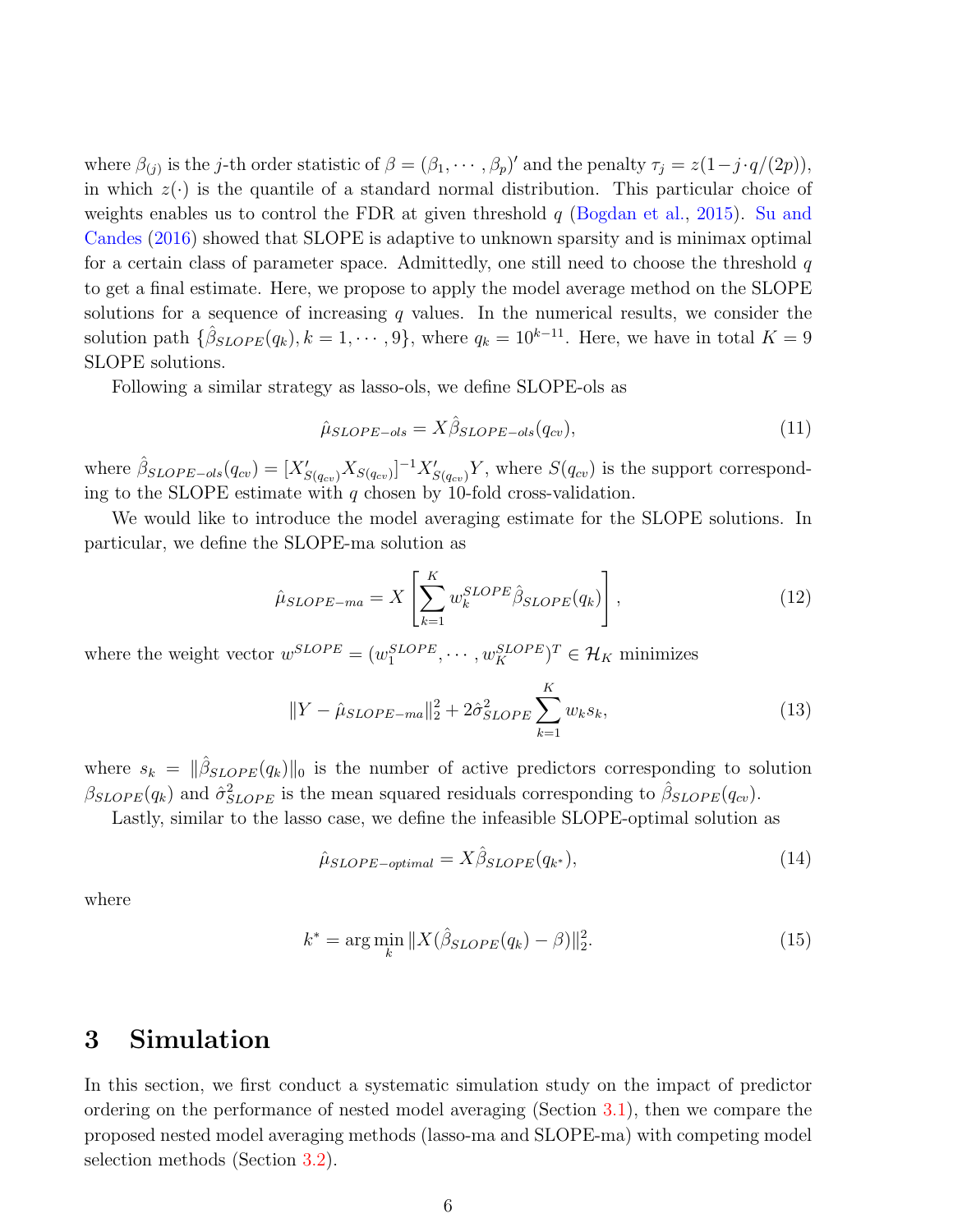where $\beta_{(j)}$ is the $j$-th order statistic of $\beta = (\beta_1, \cdots, \beta_p)'$ and the penalty $\tau_j = z(1 - j \cdot q/(2p))$, in which $z(\cdot)$ is the quantile of a standard normal distribution. This particular choice of weights enables us to control the FDR at given threshold $q$ (Bogdan et al., 2015). Su and Candes (2016) showed that SLOPE is adaptive to unknown sparsity and is minimax optimal for a certain class of parameter space. Admittedly, one still need to choose the threshold $q$ to get a final estimate. Here, we propose to apply the model average method on the SLOPE solutions for a sequence of increasing $q$ values. In the numerical results, we consider the solution path $\{\hat{\beta}_{SLOPE}(q_k), k = 1, \cdots, 9\}$, where $q_k = 10^{k-11}$. Here, we have in total $K = 9$ SLOPE solutions.

Following a similar strategy as lasso-ols, we define SLOPE-ols as

$$\hat{\mu}_{SLOPE-ols} = X\hat{\beta}_{SLOPE-ols}(q_{cv}), \tag{11}$$

where $\hat{\beta}_{SLOPE-ols}(q_{cv}) = [X'_{S(q_{cv})}X_{S(q_{cv})}]^{-1}X'_{S(q_{cv})}Y$, where $S(q_{cv})$ is the support corresponding to the SLOPE estimate with $q$ chosen by 10-fold cross-validation.

We would like to introduce the model averaging estimate for the SLOPE solutions. In particular, we define the SLOPE-ma solution as

$$\hat{\mu}_{SLOPE-ma} = X\left[\sum_{k=1}^{K} w_k^{SLOPE}\hat{\beta}_{SLOPE}(q_k)\right], \tag{12}$$

where the weight vector $w^{SLOPE} = (w_1^{SLOPE}, \cdots, w_K^{SLOPE})^T \in \mathcal{H}_K$ minimizes

$$\|Y - \hat{\mu}_{SLOPE-ma}\|_2^2 + 2\hat{\sigma}_{SLOPE}^2 \sum_{k=1}^{K} w_k s_k, \tag{13}$$

where $s_k = \|\hat{\beta}_{SLOPE}(q_k)\|_0$ is the number of active predictors corresponding to solution $\beta_{SLOPE}(q_k)$ and $\hat{\sigma}_{SLOPE}^2$ is the mean squared residuals corresponding to $\hat{\beta}_{SLOPE}(q_{cv})$.

Lastly, similar to the lasso case, we define the infeasible SLOPE-optimal solution as

$$\hat{\mu}_{SLOPE-optimal} = X\hat{\beta}_{SLOPE}(q_{k^*}), \tag{14}$$

where

$$k^* = \arg\min_k \|X(\hat{\beta}_{SLOPE}(q_k) - \beta)\|_2^2. \tag{15}$$

# 3 Simulation

In this section, we first conduct a systematic simulation study on the impact of predictor ordering on the performance of nested model averaging (Section 3.1), then we compare the proposed nested model averaging methods (lasso-ma and SLOPE-ma) with competing model selection methods (Section 3.2).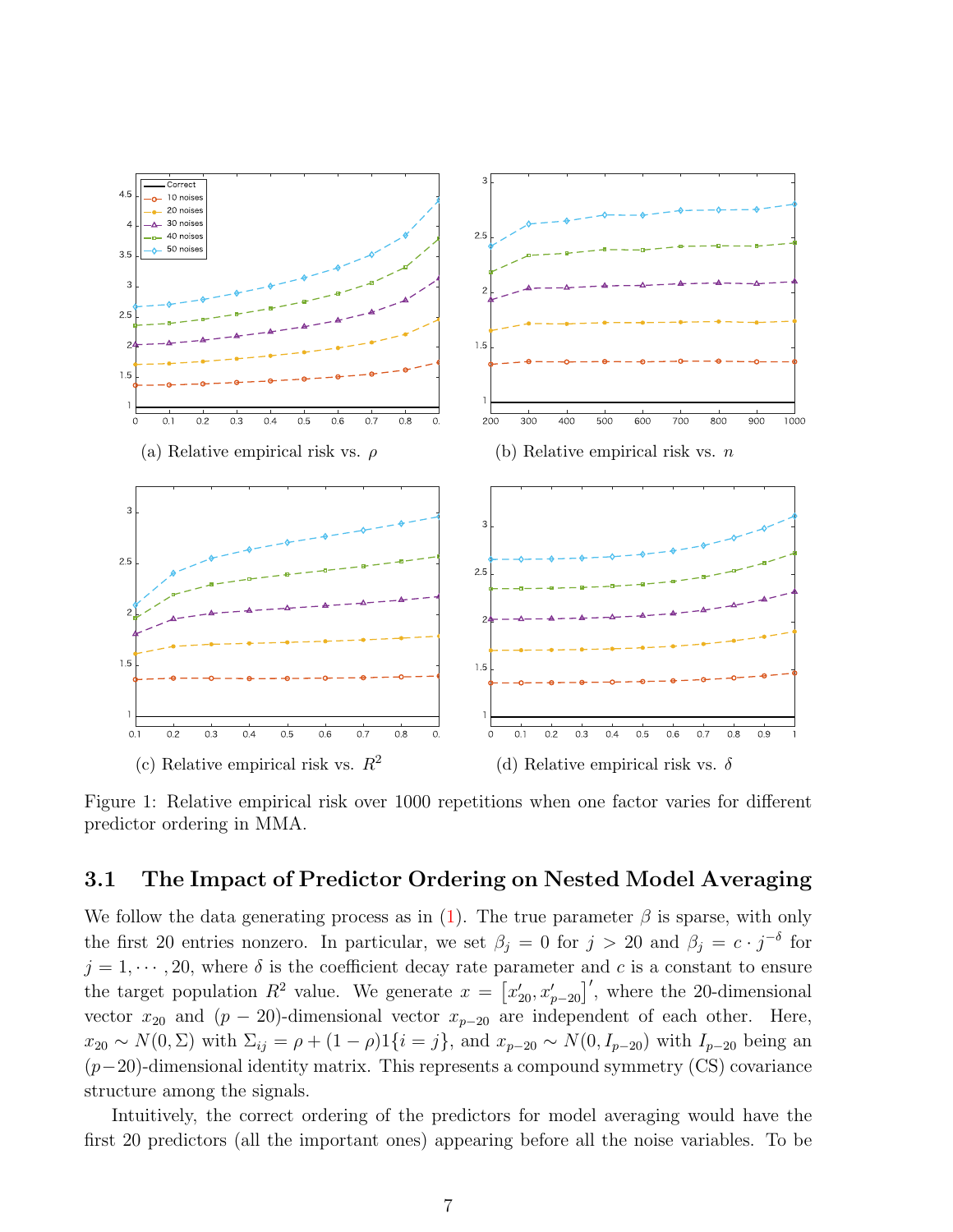(a) Relative empirical risk vs. $\rho$

(b) Relative empirical risk vs. $n$

(c) Relative empirical risk vs. $R^2$

(d) Relative empirical risk vs. $\delta$

Figure 1: Relative empirical risk over 1000 repetitions when one factor varies for different predictor ordering in MMA.

### 3.1 The Impact of Predictor Ordering on Nested Model Averaging

We follow the data generating process as in (1). The true parameter $\beta$ is sparse, with only the first 20 entries nonzero. In particular, we set $\beta_j = 0$ for $j > 20$ and $\beta_j = c \cdot j^{-\delta}$ for $j = 1, \cdots, 20$, where $\delta$ is the coefficient decay rate parameter and $c$ is a constant to ensure the target population $R^2$ value. We generate $x = \left[x_{20}', x_{p-20}'\right]'$, where the 20-dimensional vector $x_{20}$ and $(p-20)$-dimensional vector $x_{p-20}$ are independent of each other. Here, $x_{20} \sim N(0, \Sigma)$ with $\Sigma_{ij} = \rho + (1-\rho)1\{i = j\}$, and $x_{p-20} \sim N(0, I_{p-20})$ with $I_{p-20}$ being an $(p-20)$-dimensional identity matrix. This represents a compound symmetry (CS) covariance structure among the signals.

Intuitively, the correct ordering of the predictors for model averaging would have the first 20 predictors (all the important ones) appearing before all the noise variables. To be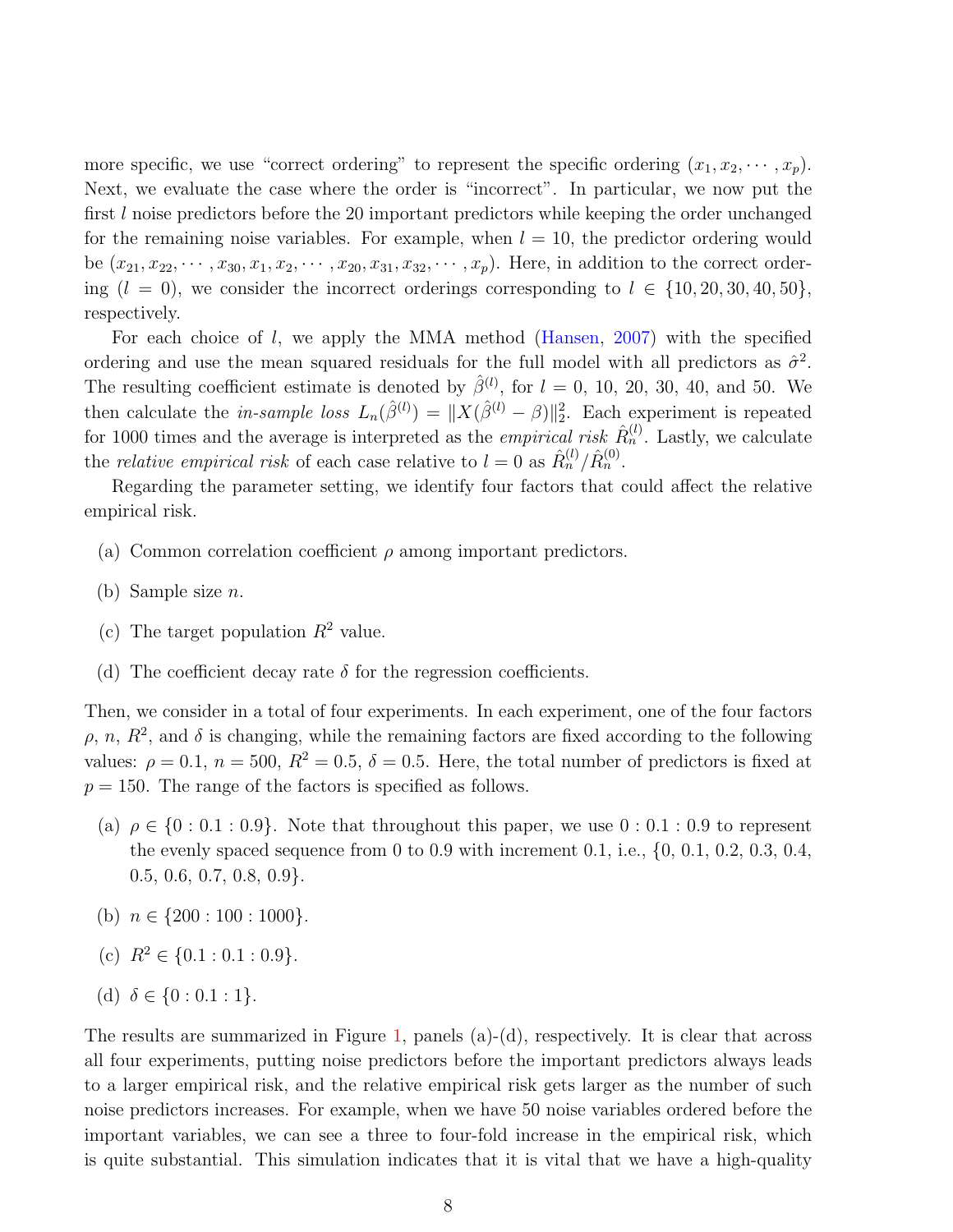more specific, we use "correct ordering" to represent the specific ordering $(x_1, x_2, \cdots, x_p)$. Next, we evaluate the case where the order is "incorrect". In particular, we now put the first $l$ noise predictors before the 20 important predictors while keeping the order unchanged for the remaining noise variables. For example, when $l = 10$, the predictor ordering would be $(x_{21}, x_{22}, \cdots, x_{30}, x_1, x_2, \cdots, x_{20}, x_{31}, x_{32}, \cdots, x_p)$. Here, in addition to the correct ordering ($l = 0$), we consider the incorrect orderings corresponding to $l \in \{10, 20, 30, 40, 50\}$, respectively.

For each choice of $l$, we apply the MMA method (Hansen, 2007) with the specified ordering and use the mean squared residuals for the full model with all predictors as $\hat{\sigma}^2$. The resulting coefficient estimate is denoted by $\hat{\beta}^{(l)}$, for $l = 0$, 10, 20, 30, 40, and 50. We then calculate the *in-sample loss* $L_n(\hat{\beta}^{(l)}) = \|X(\hat{\beta}^{(l)} - \beta)\|_2^2$. Each experiment is repeated for 1000 times and the average is interpreted as the *empirical risk* $\hat{R}_n^{(l)}$. Lastly, we calculate the *relative empirical risk* of each case relative to $l = 0$ as $\hat{R}_n^{(l)}/\hat{R}_n^{(0)}$.

Regarding the parameter setting, we identify four factors that could affect the relative empirical risk.

(a) Common correlation coefficient $\rho$ among important predictors.

(b) Sample size $n$.

(c) The target population $R^2$ value.

(d) The coefficient decay rate $\delta$ for the regression coefficients.

Then, we consider in a total of four experiments. In each experiment, one of the four factors $\rho$, $n$, $R^2$, and $\delta$ is changing, while the remaining factors are fixed according to the following values: $\rho = 0.1$, $n = 500$, $R^2 = 0.5$, $\delta = 0.5$. Here, the total number of predictors is fixed at $p = 150$. The range of the factors is specified as follows.

(a) $\rho \in \{0 : 0.1 : 0.9\}$. Note that throughout this paper, we use $0 : 0.1 : 0.9$ to represent the evenly spaced sequence from 0 to 0.9 with increment 0.1, i.e., {0, 0.1, 0.2, 0.3, 0.4, 0.5, 0.6, 0.7, 0.8, 0.9}.

(b) $n \in \{200 : 100 : 1000\}$.

(c) $R^2 \in \{0.1 : 0.1 : 0.9\}$.

(d) $\delta \in \{0 : 0.1 : 1\}$.

The results are summarized in Figure 1, panels (a)-(d), respectively. It is clear that across all four experiments, putting noise predictors before the important predictors always leads to a larger empirical risk, and the relative empirical risk gets larger as the number of such noise predictors increases. For example, when we have 50 noise variables ordered before the important variables, we can see a three to four-fold increase in the empirical risk, which is quite substantial. This simulation indicates that it is vital that we have a high-quality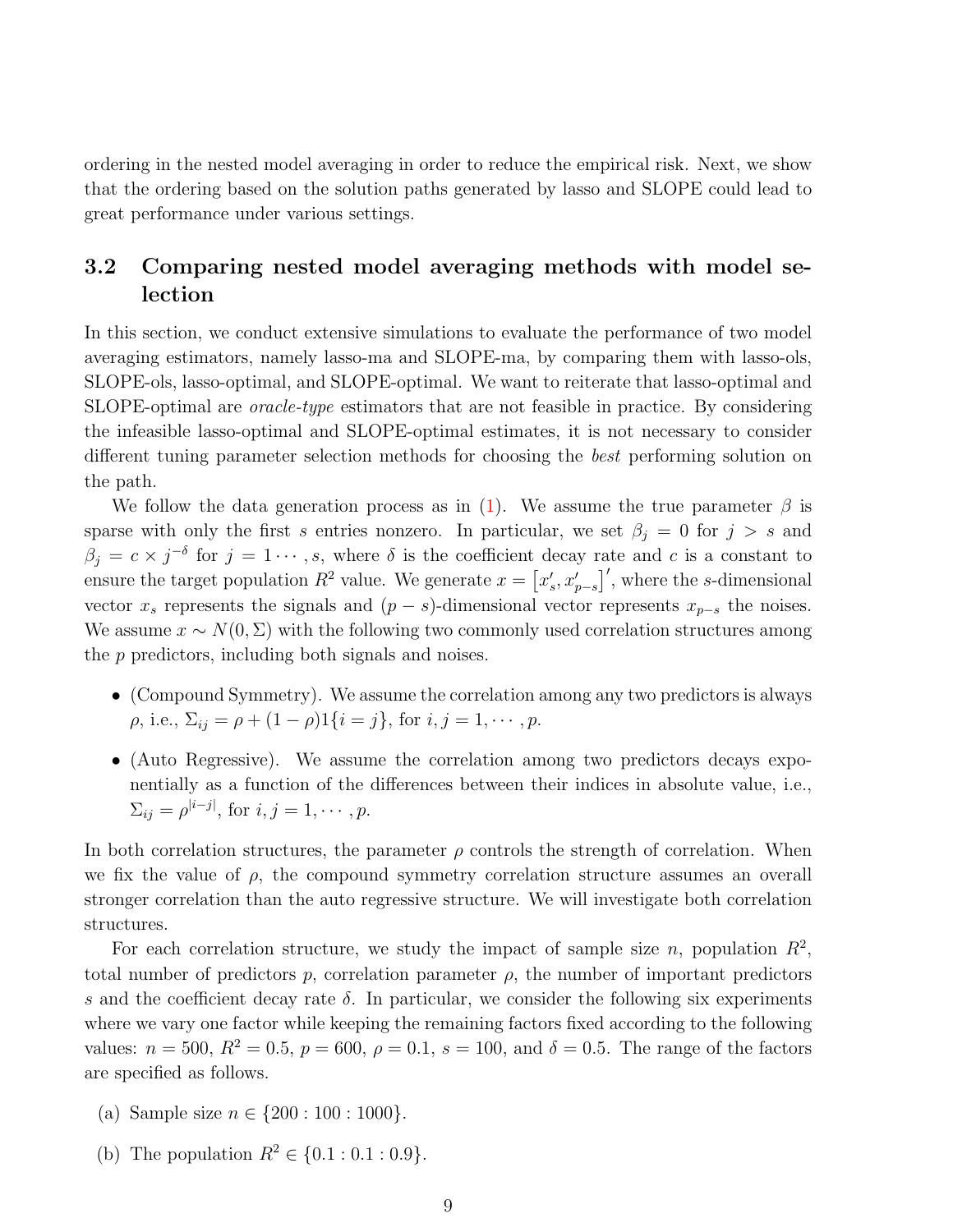ordering in the nested model averaging in order to reduce the empirical risk. Next, we show that the ordering based on the solution paths generated by lasso and SLOPE could lead to great performance under various settings.

## 3.2 Comparing nested model averaging methods with model selection

In this section, we conduct extensive simulations to evaluate the performance of two model averaging estimators, namely lasso-ma and SLOPE-ma, by comparing them with lasso-ols, SLOPE-ols, lasso-optimal, and SLOPE-optimal. We want to reiterate that lasso-optimal and SLOPE-optimal are *oracle-type* estimators that are not feasible in practice. By considering the infeasible lasso-optimal and SLOPE-optimal estimates, it is not necessary to consider different tuning parameter selection methods for choosing the *best* performing solution on the path.

We follow the data generation process as in (1). We assume the true parameter $\beta$ is sparse with only the first $s$ entries nonzero. In particular, we set $\beta_j = 0$ for $j > s$ and $\beta_j = c \times j^{-\delta}$ for $j = 1 \cdots, s$, where $\delta$ is the coefficient decay rate and $c$ is a constant to ensure the target population $R^2$ value. We generate $x = \left[x_s', x_{p-s}'\right]'$, where the $s$-dimensional vector $x_s$ represents the signals and $(p-s)$-dimensional vector represents $x_{p-s}$ the noises. We assume $x \sim N(0, \Sigma)$ with the following two commonly used correlation structures among the $p$ predictors, including both signals and noises.

- (Compound Symmetry). We assume the correlation among any two predictors is always $\rho$, i.e., $\Sigma_{ij} = \rho + (1-\rho)1\{i = j\}$, for $i, j = 1, \cdots, p$.
- (Auto Regressive). We assume the correlation among two predictors decays exponentially as a function of the differences between their indices in absolute value, i.e., $\Sigma_{ij} = \rho^{|i-j|}$, for $i, j = 1, \cdots, p$.

In both correlation structures, the parameter $\rho$ controls the strength of correlation. When we fix the value of $\rho$, the compound symmetry correlation structure assumes an overall stronger correlation than the auto regressive structure. We will investigate both correlation structures.

For each correlation structure, we study the impact of sample size $n$, population $R^2$, total number of predictors $p$, correlation parameter $\rho$, the number of important predictors $s$ and the coefficient decay rate $\delta$. In particular, we consider the following six experiments where we vary one factor while keeping the remaining factors fixed according to the following values: $n = 500$, $R^2 = 0.5$, $p = 600$, $\rho = 0.1$, $s = 100$, and $\delta = 0.5$. The range of the factors are specified as follows.

(a) Sample size $n \in \{200 : 100 : 1000\}$.

(b) The population $R^2 \in \{0.1 : 0.1 : 0.9\}$.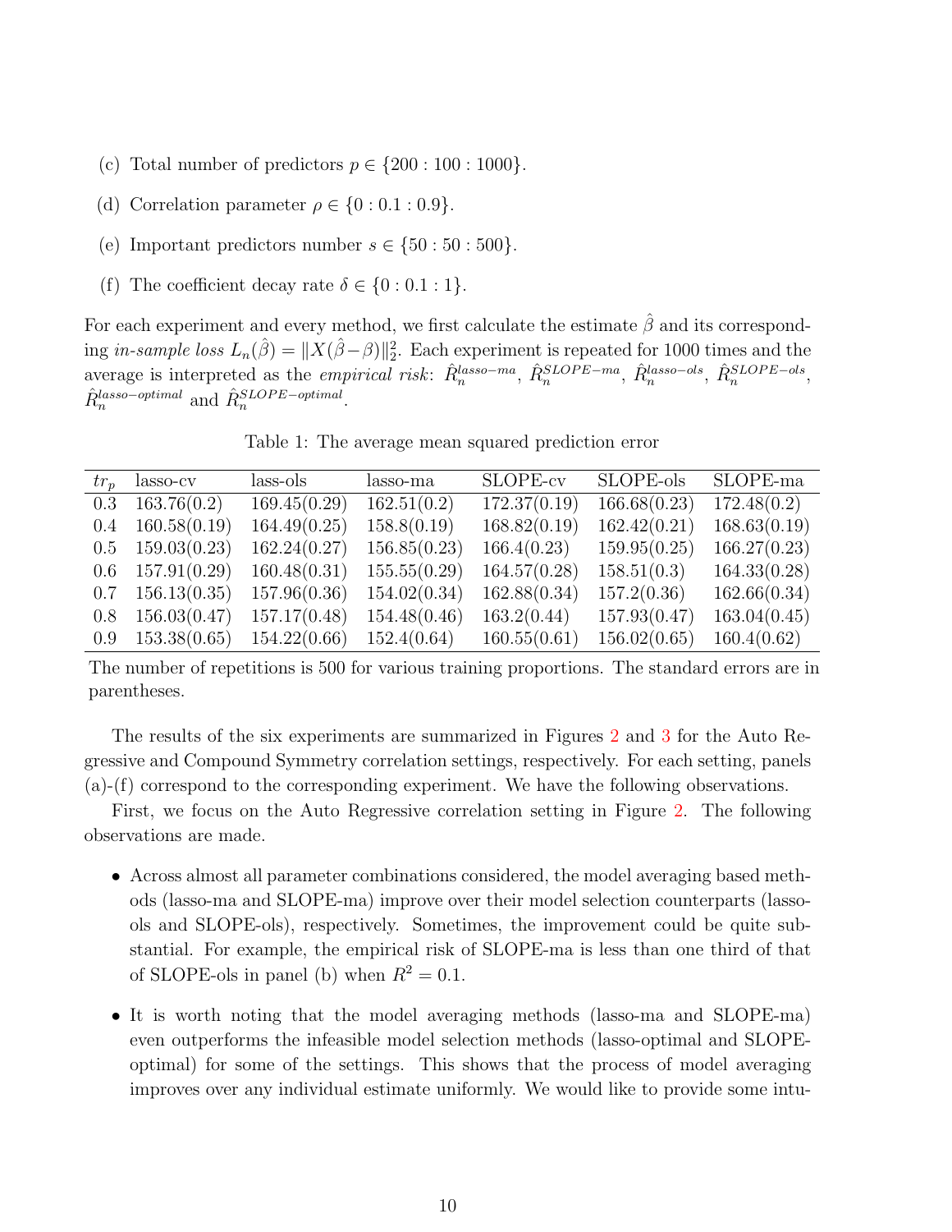(c) Total number of predictors $p \in \{200 : 100 : 1000\}$.

(d) Correlation parameter $\rho \in \{0 : 0.1 : 0.9\}$.

(e) Important predictors number $s \in \{50 : 50 : 500\}$.

(f) The coefficient decay rate $\delta \in \{0 : 0.1 : 1\}$.

For each experiment and every method, we first calculate the estimate $\hat{\beta}$ and its corresponding *in-sample loss* $L_n(\hat{\beta}) = \|X(\hat{\beta} - \beta)\|_2^2$. Each experiment is repeated for 1000 times and the average is interpreted as the *empirical risk*: $\hat{R}_n^{lasso-ma}$, $\hat{R}_n^{SLOPE-ma}$, $\hat{R}_n^{lasso-ols}$, $\hat{R}_n^{SLOPE-ols}$, $\hat{R}_n^{lasso-optimal}$ and $\hat{R}_n^{SLOPE-optimal}$.

Table 1: The average mean squared prediction error

| $tr_p$ | lasso-cv | lass-ols | lasso-ma | SLOPE-cv | SLOPE-ols | SLOPE-ma |
|---|---|---|---|---|---|---|
| 0.3 | 163.76(0.2) | 169.45(0.29) | 162.51(0.2) | 172.37(0.19) | 166.68(0.23) | 172.48(0.2) |
| 0.4 | 160.58(0.19) | 164.49(0.25) | 158.8(0.19) | 168.82(0.19) | 162.42(0.21) | 168.63(0.19) |
| 0.5 | 159.03(0.23) | 162.24(0.27) | 156.85(0.23) | 166.4(0.23) | 159.95(0.25) | 166.27(0.23) |
| 0.6 | 157.91(0.29) | 160.48(0.31) | 155.55(0.29) | 164.57(0.28) | 158.51(0.3) | 164.33(0.28) |
| 0.7 | 156.13(0.35) | 157.96(0.36) | 154.02(0.34) | 162.88(0.34) | 157.2(0.36) | 162.66(0.34) |
| 0.8 | 156.03(0.47) | 157.17(0.48) | 154.48(0.46) | 163.2(0.44) | 157.93(0.47) | 163.04(0.45) |
| 0.9 | 153.38(0.65) | 154.22(0.66) | 152.4(0.64) | 160.55(0.61) | 156.02(0.65) | 160.4(0.62) |

The number of repetitions is 500 for various training proportions. The standard errors are in parentheses.

The results of the six experiments are summarized in Figures 2 and 3 for the Auto Regressive and Compound Symmetry correlation settings, respectively. For each setting, panels (a)-(f) correspond to the corresponding experiment. We have the following observations.

First, we focus on the Auto Regressive correlation setting in Figure 2. The following observations are made.

- Across almost all parameter combinations considered, the model averaging based methods (lasso-ma and SLOPE-ma) improve over their model selection counterparts (lasso-ols and SLOPE-ols), respectively. Sometimes, the improvement could be quite substantial. For example, the empirical risk of SLOPE-ma is less than one third of that of SLOPE-ols in panel (b) when $R^2 = 0.1$.

- It is worth noting that the model averaging methods (lasso-ma and SLOPE-ma) even outperforms the infeasible model selection methods (lasso-optimal and SLOPE-optimal) for some of the settings. This shows that the process of model averaging improves over any individual estimate uniformly. We would like to provide some intu-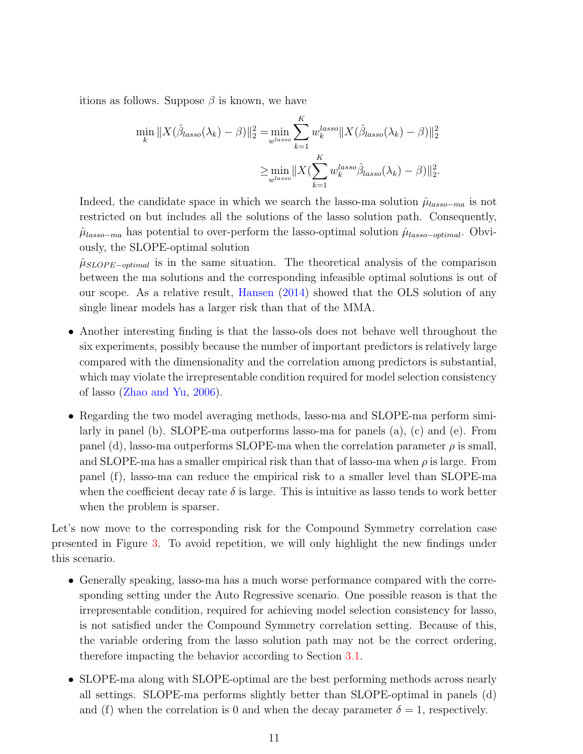itions as follows. Suppose $\beta$ is known, we have

$$
\begin{aligned}
\min_{k} \|X(\hat{\beta}_{lasso}(\lambda_k) - \beta)\|_2^2 =& \min_{w^{lasso}} \sum_{k=1}^{K} w_k^{lasso} \|X(\hat{\beta}_{lasso}(\lambda_k) - \beta)\|_2^2 \\
\geq& \min_{w^{lasso}} \|X(\sum_{k=1}^{K} w_k^{lasso} \hat{\beta}_{lasso}(\lambda_k) - \beta)\|_2^2.
\end{aligned}
$$

Indeed, the candidate space in which we search the lasso-ma solution $\hat{\mu}_{lasso-ma}$ is not restricted on but includes all the solutions of the lasso solution path. Consequently, $\hat{\mu}_{lasso-ma}$ has potential to over-perform the lasso-optimal solution $\hat{\mu}_{lasso-optimal}$. Obviously, the SLOPE-optimal solution $\hat{\mu}_{SLOPE-optimal}$ is in the same situation. The theoretical analysis of the comparison between the ma solutions and the corresponding infeasible optimal solutions is out of our scope. As a relative result, Hansen (2014) showed that the OLS solution of any single linear models has a larger risk than that of the MMA.

- Another interesting finding is that the lasso-ols does not behave well throughout the six experiments, possibly because the number of important predictors is relatively large compared with the dimensionality and the correlation among predictors is substantial, which may violate the irrepresentable condition required for model selection consistency of lasso (Zhao and Yu, 2006).

- Regarding the two model averaging methods, lasso-ma and SLOPE-ma perform similarly in panel (b). SLOPE-ma outperforms lasso-ma for panels (a), (c) and (e). From panel (d), lasso-ma outperforms SLOPE-ma when the correlation parameter $\rho$ is small, and SLOPE-ma has a smaller empirical risk than that of lasso-ma when $\rho$ is large. From panel (f), lasso-ma can reduce the empirical risk to a smaller level than SLOPE-ma when the coefficient decay rate $\delta$ is large. This is intuitive as lasso tends to work better when the problem is sparser.

Let's now move to the corresponding risk for the Compound Symmetry correlation case presented in Figure 3. To avoid repetition, we will only highlight the new findings under this scenario.

- Generally speaking, lasso-ma has a much worse performance compared with the corresponding setting under the Auto Regressive scenario. One possible reason is that the irrepresentable condition, required for achieving model selection consistency for lasso, is not satisfied under the Compound Symmetry correlation setting. Because of this, the variable ordering from the lasso solution path may not be the correct ordering, therefore impacting the behavior according to Section 3.1.

- SLOPE-ma along with SLOPE-optimal are the best performing methods across nearly all settings. SLOPE-ma performs slightly better than SLOPE-optimal in panels (d) and (f) when the correlation is 0 and when the decay parameter $\delta = 1$, respectively.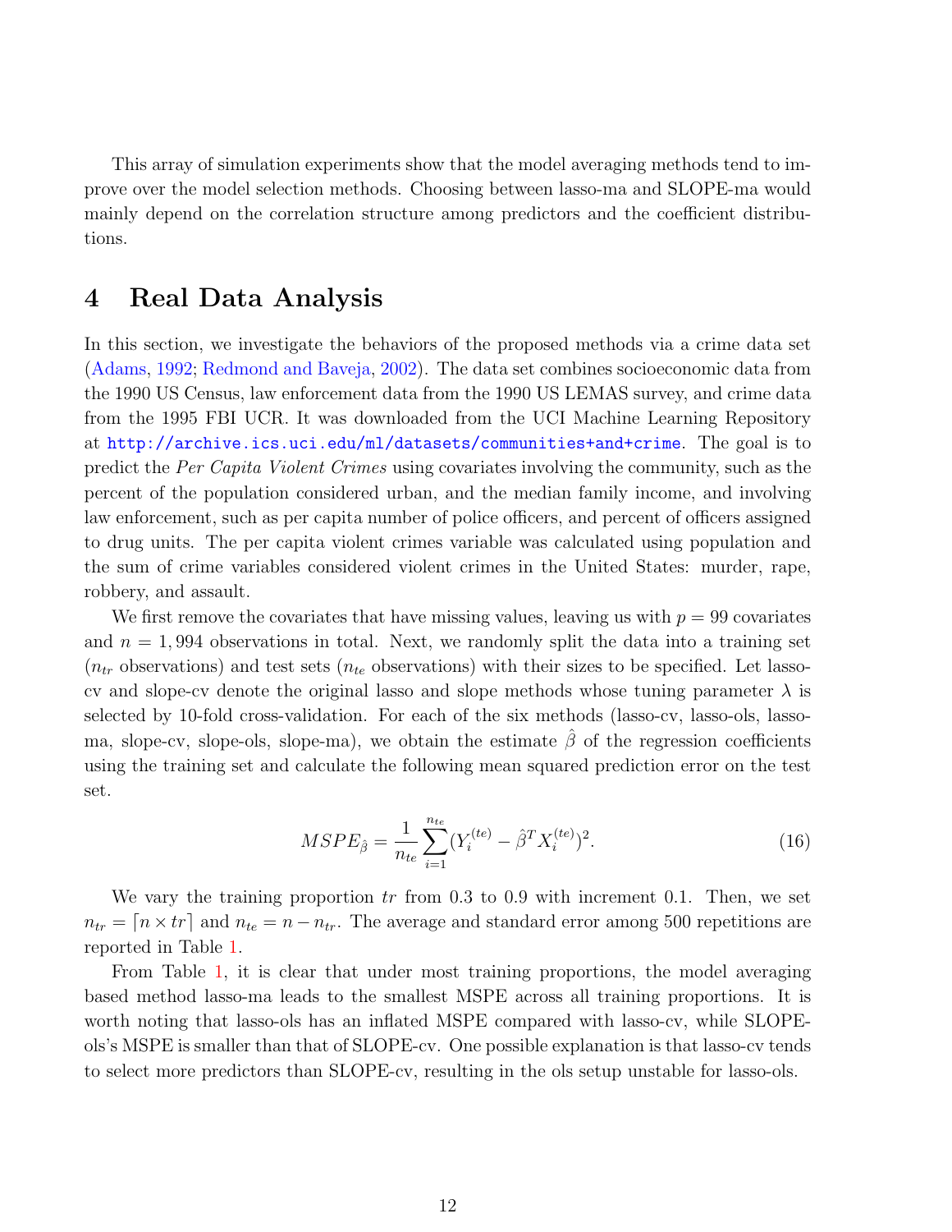This array of simulation experiments show that the model averaging methods tend to improve over the model selection methods. Choosing between lasso-ma and SLOPE-ma would mainly depend on the correlation structure among predictors and the coefficient distributions.

# 4 Real Data Analysis

In this section, we investigate the behaviors of the proposed methods via a crime data set (Adams, 1992; Redmond and Baveja, 2002). The data set combines socioeconomic data from the 1990 US Census, law enforcement data from the 1990 US LEMAS survey, and crime data from the 1995 FBI UCR. It was downloaded from the UCI Machine Learning Repository at http://archive.ics.uci.edu/ml/datasets/communities+and+crime. The goal is to predict the *Per Capita Violent Crimes* using covariates involving the community, such as the percent of the population considered urban, and the median family income, and involving law enforcement, such as per capita number of police officers, and percent of officers assigned to drug units. The per capita violent crimes variable was calculated using population and the sum of crime variables considered violent crimes in the United States: murder, rape, robbery, and assault.

We first remove the covariates that have missing values, leaving us with $p = 99$ covariates and $n = 1,994$ observations in total. Next, we randomly split the data into a training set ($n_{tr}$ observations) and test sets ($n_{te}$ observations) with their sizes to be specified. Let lasso-cv and slope-cv denote the original lasso and slope methods whose tuning parameter $\lambda$ is selected by 10-fold cross-validation. For each of the six methods (lasso-cv, lasso-ols, lasso-ma, slope-cv, slope-ols, slope-ma), we obtain the estimate $\hat{\beta}$ of the regression coefficients using the training set and calculate the following mean squared prediction error on the test set.

$$MSPE_{\hat{\beta}} = \frac{1}{n_{te}} \sum_{i=1}^{n_{te}} (Y_i^{(te)} - \hat{\beta}^T X_i^{(te)})^2. \tag{16}$$

We vary the training proportion $tr$ from 0.3 to 0.9 with increment 0.1. Then, we set $n_{tr} = \lceil n \times tr \rceil$ and $n_{te} = n - n_{tr}$. The average and standard error among 500 repetitions are reported in Table 1.

From Table 1, it is clear that under most training proportions, the model averaging based method lasso-ma leads to the smallest MSPE across all training proportions. It is worth noting that lasso-ols has an inflated MSPE compared with lasso-cv, while SLOPE-ols's MSPE is smaller than that of SLOPE-cv. One possible explanation is that lasso-cv tends to select more predictors than SLOPE-cv, resulting in the ols setup unstable for lasso-ols.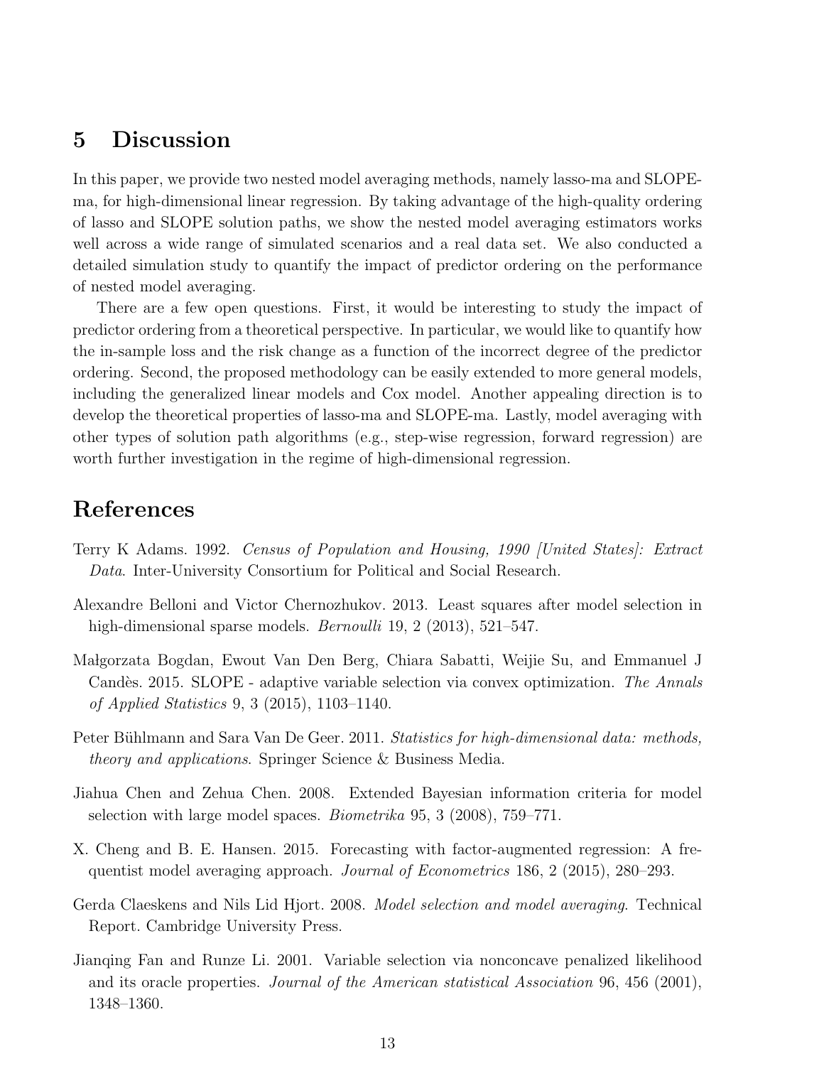# 5 Discussion

In this paper, we provide two nested model averaging methods, namely lasso-ma and SLOPE-ma, for high-dimensional linear regression. By taking advantage of the high-quality ordering of lasso and SLOPE solution paths, we show the nested model averaging estimators works well across a wide range of simulated scenarios and a real data set. We also conducted a detailed simulation study to quantify the impact of predictor ordering on the performance of nested model averaging.

There are a few open questions. First, it would be interesting to study the impact of predictor ordering from a theoretical perspective. In particular, we would like to quantify how the in-sample loss and the risk change as a function of the incorrect degree of the predictor ordering. Second, the proposed methodology can be easily extended to more general models, including the generalized linear models and Cox model. Another appealing direction is to develop the theoretical properties of lasso-ma and SLOPE-ma. Lastly, model averaging with other types of solution path algorithms (e.g., step-wise regression, forward regression) are worth further investigation in the regime of high-dimensional regression.

# References

Terry K Adams. 1992. *Census of Population and Housing, 1990 [United States]: Extract Data*. Inter-University Consortium for Political and Social Research.

Alexandre Belloni and Victor Chernozhukov. 2013. Least squares after model selection in high-dimensional sparse models. *Bernoulli* 19, 2 (2013), 521–547.

Małgorzata Bogdan, Ewout Van Den Berg, Chiara Sabatti, Weijie Su, and Emmanuel J Candès. 2015. SLOPE - adaptive variable selection via convex optimization. *The Annals of Applied Statistics* 9, 3 (2015), 1103–1140.

Peter Bühlmann and Sara Van De Geer. 2011. *Statistics for high-dimensional data: methods, theory and applications*. Springer Science & Business Media.

Jiahua Chen and Zehua Chen. 2008. Extended Bayesian information criteria for model selection with large model spaces. *Biometrika* 95, 3 (2008), 759–771.

X. Cheng and B. E. Hansen. 2015. Forecasting with factor-augmented regression: A frequentist model averaging approach. *Journal of Econometrics* 186, 2 (2015), 280–293.

Gerda Claeskens and Nils Lid Hjort. 2008. *Model selection and model averaging*. Technical Report. Cambridge University Press.

Jianqing Fan and Runze Li. 2001. Variable selection via nonconcave penalized likelihood and its oracle properties. *Journal of the American statistical Association* 96, 456 (2001), 1348–1360.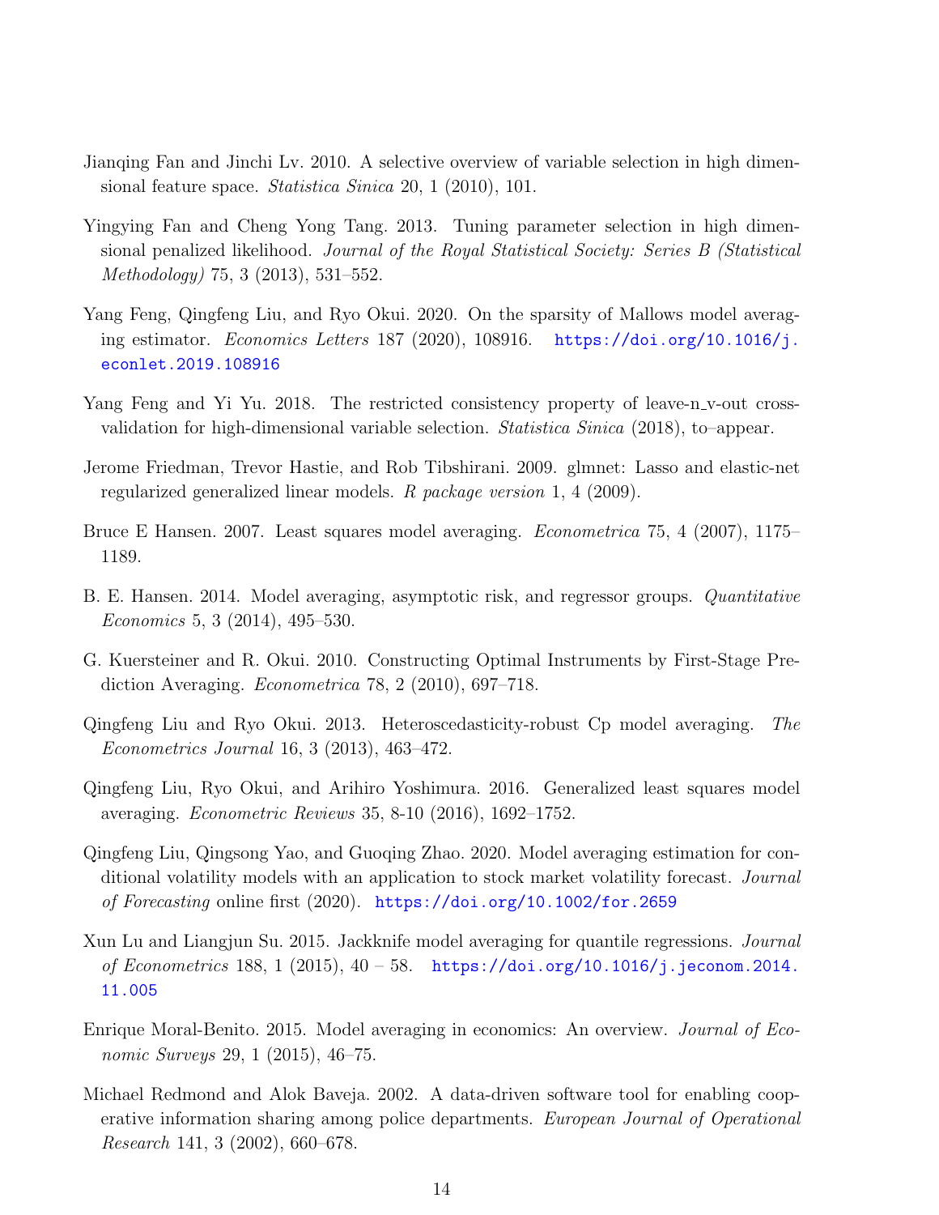Jianqing Fan and Jinchi Lv. 2010. A selective overview of variable selection in high dimensional feature space. *Statistica Sinica* 20, 1 (2010), 101.

Yingying Fan and Cheng Yong Tang. 2013. Tuning parameter selection in high dimensional penalized likelihood. *Journal of the Royal Statistical Society: Series B (Statistical Methodology)* 75, 3 (2013), 531–552.

Yang Feng, Qingfeng Liu, and Ryo Okui. 2020. On the sparsity of Mallows model averaging estimator. *Economics Letters* 187 (2020), 108916. https://doi.org/10.1016/j.econlet.2019.108916

Yang Feng and Yi Yu. 2018. The restricted consistency property of leave-n_v-out cross-validation for high-dimensional variable selection. *Statistica Sinica* (2018), to–appear.

Jerome Friedman, Trevor Hastie, and Rob Tibshirani. 2009. glmnet: Lasso and elastic-net regularized generalized linear models. *R package version* 1, 4 (2009).

Bruce E Hansen. 2007. Least squares model averaging. *Econometrica* 75, 4 (2007), 1175–1189.

B. E. Hansen. 2014. Model averaging, asymptotic risk, and regressor groups. *Quantitative Economics* 5, 3 (2014), 495–530.

G. Kuersteiner and R. Okui. 2010. Constructing Optimal Instruments by First-Stage Prediction Averaging. *Econometrica* 78, 2 (2010), 697–718.

Qingfeng Liu and Ryo Okui. 2013. Heteroscedasticity-robust Cp model averaging. *The Econometrics Journal* 16, 3 (2013), 463–472.

Qingfeng Liu, Ryo Okui, and Arihiro Yoshimura. 2016. Generalized least squares model averaging. *Econometric Reviews* 35, 8-10 (2016), 1692–1752.

Qingfeng Liu, Qingsong Yao, and Guoqing Zhao. 2020. Model averaging estimation for conditional volatility models with an application to stock market volatility forecast. *Journal of Forecasting* online first (2020). https://doi.org/10.1002/for.2659

Xun Lu and Liangjun Su. 2015. Jackknife model averaging for quantile regressions. *Journal of Econometrics* 188, 1 (2015), 40 – 58. https://doi.org/10.1016/j.jeconom.2014.11.005

Enrique Moral-Benito. 2015. Model averaging in economics: An overview. *Journal of Economic Surveys* 29, 1 (2015), 46–75.

Michael Redmond and Alok Baveja. 2002. A data-driven software tool for enabling cooperative information sharing among police departments. *European Journal of Operational Research* 141, 3 (2002), 660–678.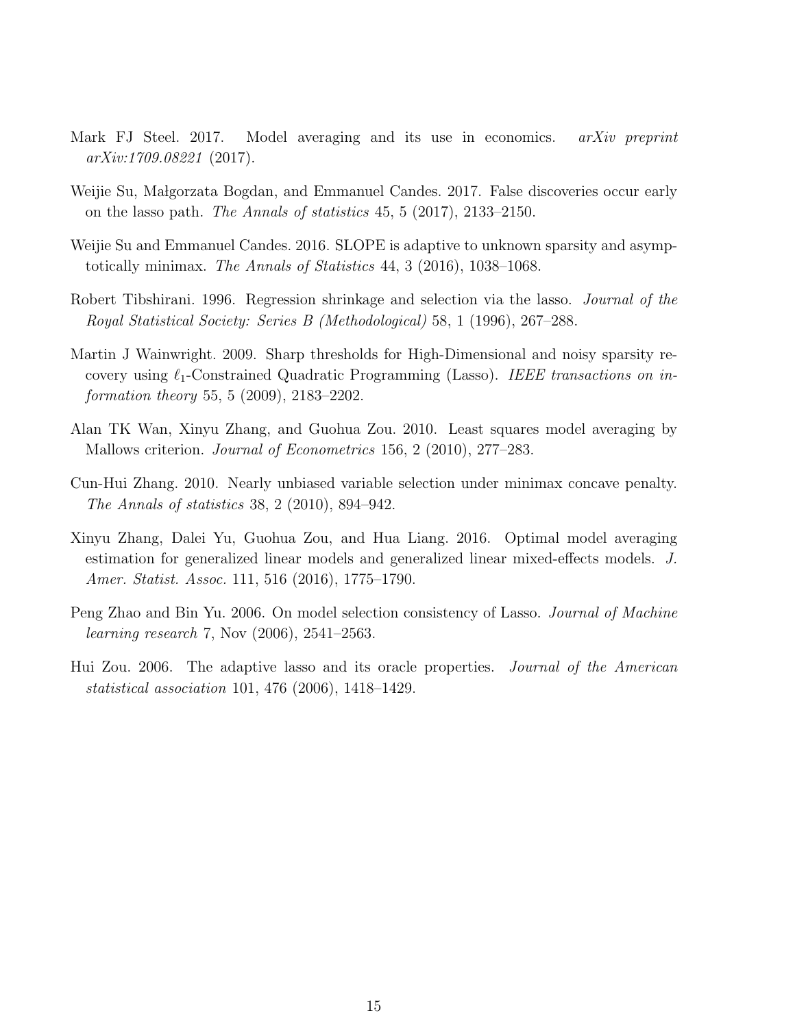Mark FJ Steel. 2017. Model averaging and its use in economics. *arXiv preprint arXiv:1709.08221* (2017).

Weijie Su, Małgorzata Bogdan, and Emmanuel Candes. 2017. False discoveries occur early on the lasso path. *The Annals of statistics* 45, 5 (2017), 2133–2150.

Weijie Su and Emmanuel Candes. 2016. SLOPE is adaptive to unknown sparsity and asymptotically minimax. *The Annals of Statistics* 44, 3 (2016), 1038–1068.

Robert Tibshirani. 1996. Regression shrinkage and selection via the lasso. *Journal of the Royal Statistical Society: Series B (Methodological)* 58, 1 (1996), 267–288.

Martin J Wainwright. 2009. Sharp thresholds for High-Dimensional and noisy sparsity recovery using $\ell_1$-Constrained Quadratic Programming (Lasso). *IEEE transactions on information theory* 55, 5 (2009), 2183–2202.

Alan TK Wan, Xinyu Zhang, and Guohua Zou. 2010. Least squares model averaging by Mallows criterion. *Journal of Econometrics* 156, 2 (2010), 277–283.

Cun-Hui Zhang. 2010. Nearly unbiased variable selection under minimax concave penalty. *The Annals of statistics* 38, 2 (2010), 894–942.

Xinyu Zhang, Dalei Yu, Guohua Zou, and Hua Liang. 2016. Optimal model averaging estimation for generalized linear models and generalized linear mixed-effects models. *J. Amer. Statist. Assoc.* 111, 516 (2016), 1775–1790.

Peng Zhao and Bin Yu. 2006. On model selection consistency of Lasso. *Journal of Machine learning research* 7, Nov (2006), 2541–2563.

Hui Zou. 2006. The adaptive lasso and its oracle properties. *Journal of the American statistical association* 101, 476 (2006), 1418–1429.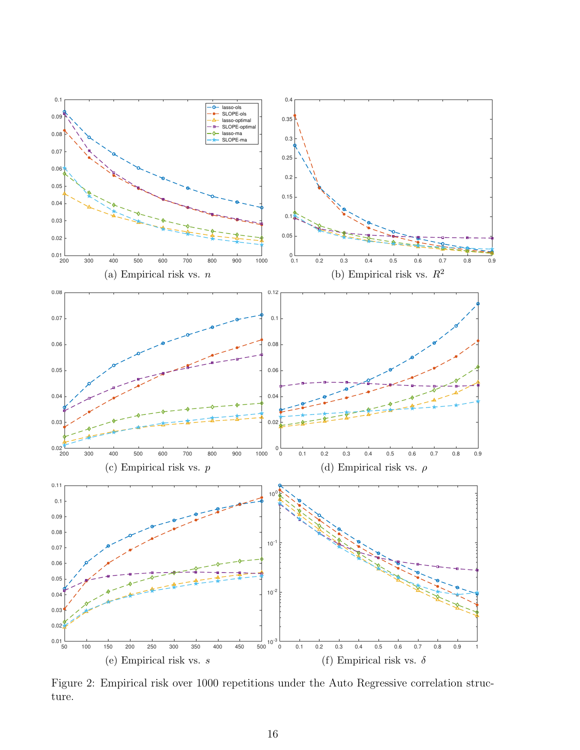(a) Empirical risk vs. $n$

(b) Empirical risk vs. $R^2$

(c) Empirical risk vs. $p$

(d) Empirical risk vs. $\rho$

(e) Empirical risk vs. $s$

(f) Empirical risk vs. $\delta$

Figure 2: Empirical risk over 1000 repetitions under the Auto Regressive correlation structure.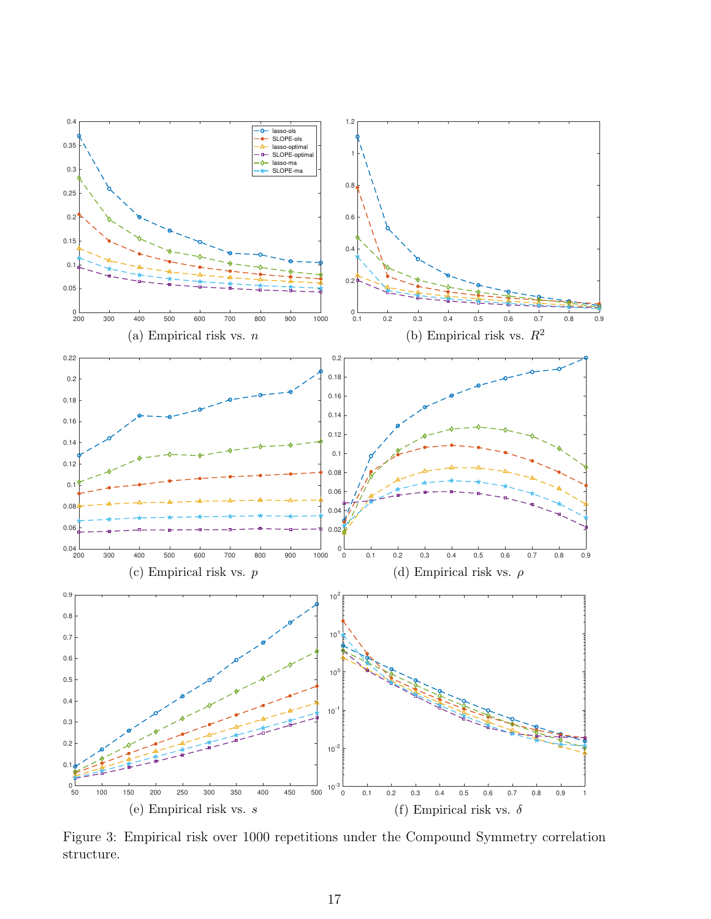lasso-ols
SLOPE-ols
lasso-optimal
SLOPE-optimal
lasso-ma
SLOPE-ma

(a) Empirical risk vs. $n$

(b) Empirical risk vs. $R^2$

(c) Empirical risk vs. $p$

(d) Empirical risk vs. $\rho$

(e) Empirical risk vs. $s$

(f) Empirical risk vs. $\delta$

Figure 3: Empirical risk over 1000 repetitions under the Compound Symmetry correlation structure.